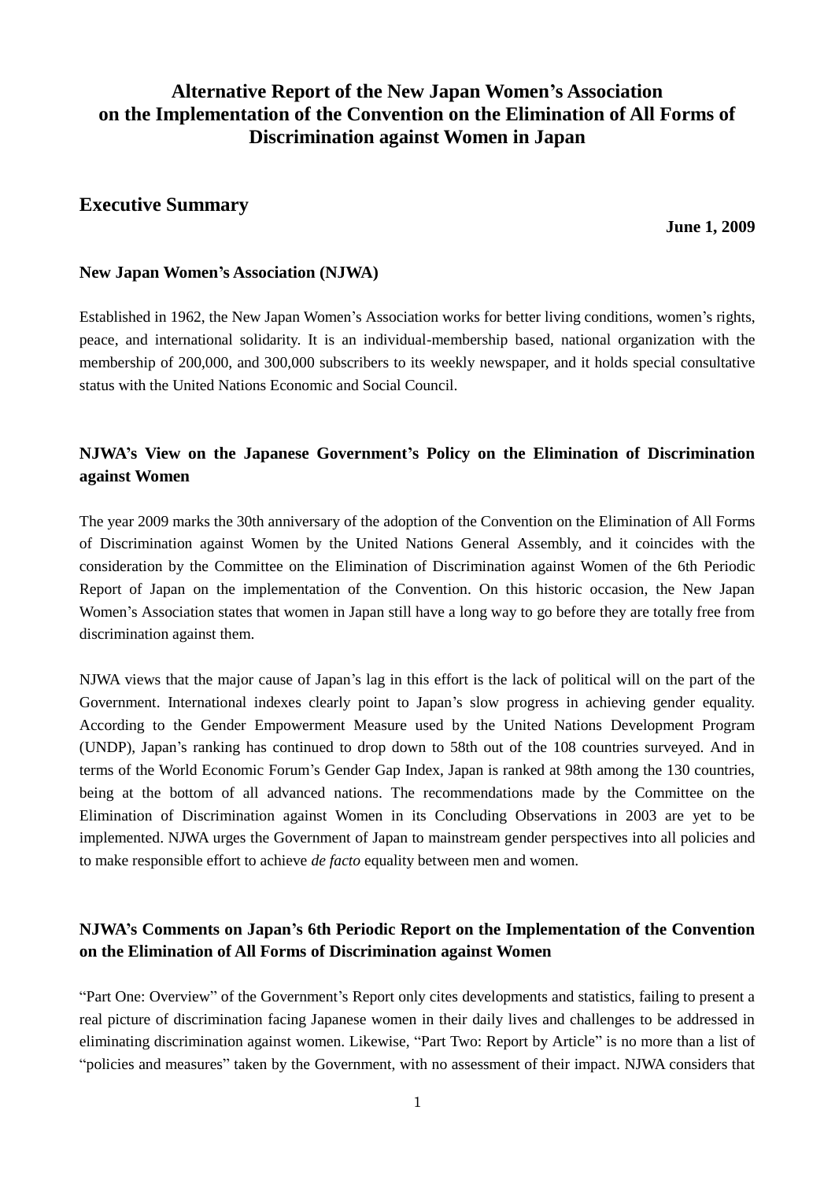# Alternative Report of the New Japan Women's Association on the Implementation of the Convention on the Elimination of All Forms of Discrimination against Women in Japan

## Executive Summary

**June 1, 2009**

### New Japan Women's Association (NJWA)

Established in 1962, the New Japan Women's Association works for better living conditions, women's rights, peace, and international solidarity. It is an individual-membership based, national organization with the membership of 200,000, and 300,000 subscribers to its weekly newspaper, and it holds special consultative status with the United Nations Economic and Social Council.

### NJWA's View on the Japanese Government's Policy on the Elimination of Discrimination against Women

The year 2009 marks the 30th anniversary of the adoption of the Convention on the Elimination of All Forms of Discrimination against Women by the United Nations General Assembly, and it coincides with the consideration by the Committee on the Elimination of Discrimination against Women of the 6th Periodic Report of Japan on the implementation of the Convention. On this historic occasion, the New Japan Women's Association states that women in Japan still have a long way to go before they are totally free from discrimination against them.

NJWA views that the major cause of Japan's lag in this effort is the lack of political will on the part of the Government. International indexes clearly point to Japan's slow progress in achieving gender equality. According to the Gender Empowerment Measure used by the United Nations Development Program (UNDP), Japan's ranking has continued to drop down to 58th out of the 108 countries surveyed. And in terms of the World Economic Forum's Gender Gap Index, Japan is ranked at 98th among the 130 countries, being at the bottom of all advanced nations. The recommendations made by the Committee on the Elimination of Discrimination against Women in its Concluding Observations in 2003 are yet to be implemented. NJWA urges the Government of Japan to mainstream gender perspectives into all policies and to make responsible effort to achieve *de facto* equality between men and women.

### NJWA's Comments on Japan's 6th Periodic Report on the Implementation of the Convention on the Elimination of All Forms of Discrimination against Women

"Part One: Overview" of the Government's Report only cites developments and statistics, failing to present a real picture of discrimination facing Japanese women in their daily lives and challenges to be addressed in eliminating discrimination against women. Likewise, "Part Two: Report by Article" is no more than a list of "policies and measures" taken by the Government, with no assessment of their impact. NJWA considers that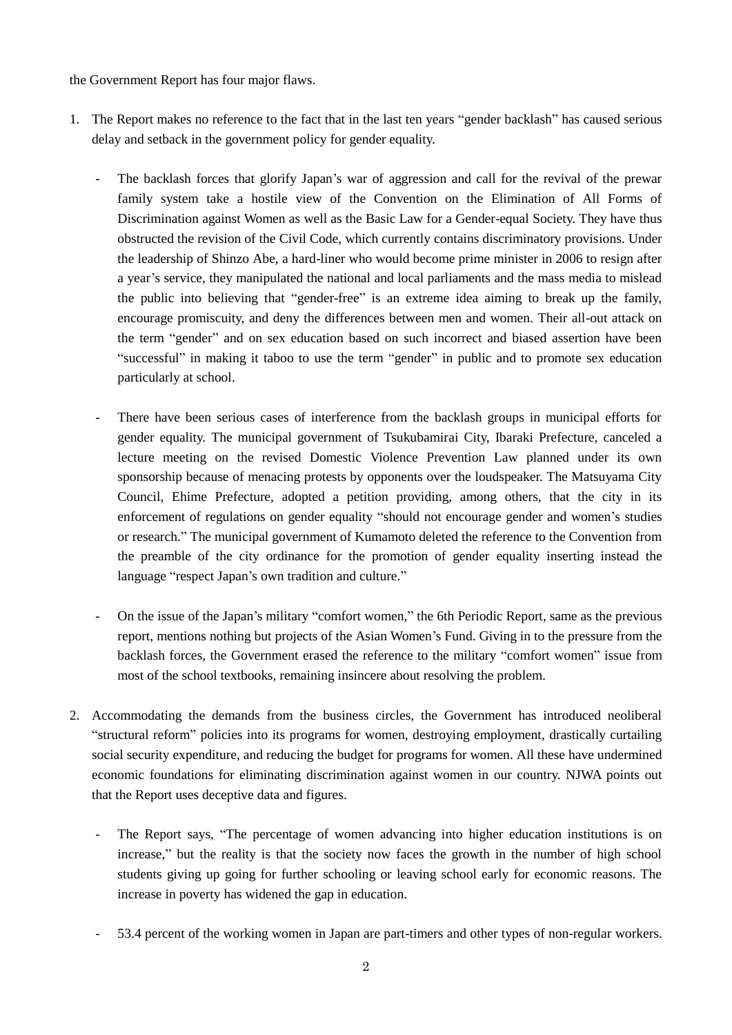the Government Report has four major flaws.

1. The Report makes no reference to the fact that in the last ten years "gender backlash" has caused serious delay and setback in the government policy for gender equality.

   - The backlash forces that glorify Japan's war of aggression and call for the revival of the prewar family system take a hostile view of the Convention on the Elimination of All Forms of Discrimination against Women as well as the Basic Law for a Gender-equal Society. They have thus obstructed the revision of the Civil Code, which currently contains discriminatory provisions. Under the leadership of Shinzo Abe, a hard-liner who would become prime minister in 2006 to resign after a year's service, they manipulated the national and local parliaments and the mass media to mislead the public into believing that "gender-free" is an extreme idea aiming to break up the family, encourage promiscuity, and deny the differences between men and women. Their all-out attack on the term "gender" and on sex education based on such incorrect and biased assertion have been "successful" in making it taboo to use the term "gender" in public and to promote sex education particularly at school.

   - There have been serious cases of interference from the backlash groups in municipal efforts for gender equality. The municipal government of Tsukubamirai City, Ibaraki Prefecture, canceled a lecture meeting on the revised Domestic Violence Prevention Law planned under its own sponsorship because of menacing protests by opponents over the loudspeaker. The Matsuyama City Council, Ehime Prefecture, adopted a petition providing, among others, that the city in its enforcement of regulations on gender equality "should not encourage gender and women's studies or research." The municipal government of Kumamoto deleted the reference to the Convention from the preamble of the city ordinance for the promotion of gender equality inserting instead the language "respect Japan's own tradition and culture."

   - On the issue of the Japan's military "comfort women," the 6th Periodic Report, same as the previous report, mentions nothing but projects of the Asian Women's Fund. Giving in to the pressure from the backlash forces, the Government erased the reference to the military "comfort women" issue from most of the school textbooks, remaining insincere about resolving the problem.

2. Accommodating the demands from the business circles, the Government has introduced neoliberal "structural reform" policies into its programs for women, destroying employment, drastically curtailing social security expenditure, and reducing the budget for programs for women. All these have undermined economic foundations for eliminating discrimination against women in our country. NJWA points out that the Report uses deceptive data and figures.

   - The Report says, "The percentage of women advancing into higher education institutions is on increase," but the reality is that the society now faces the growth in the number of high school students giving up going for further schooling or leaving school early for economic reasons. The increase in poverty has widened the gap in education.

   - 53.4 percent of the working women in Japan are part-timers and other types of non-regular workers.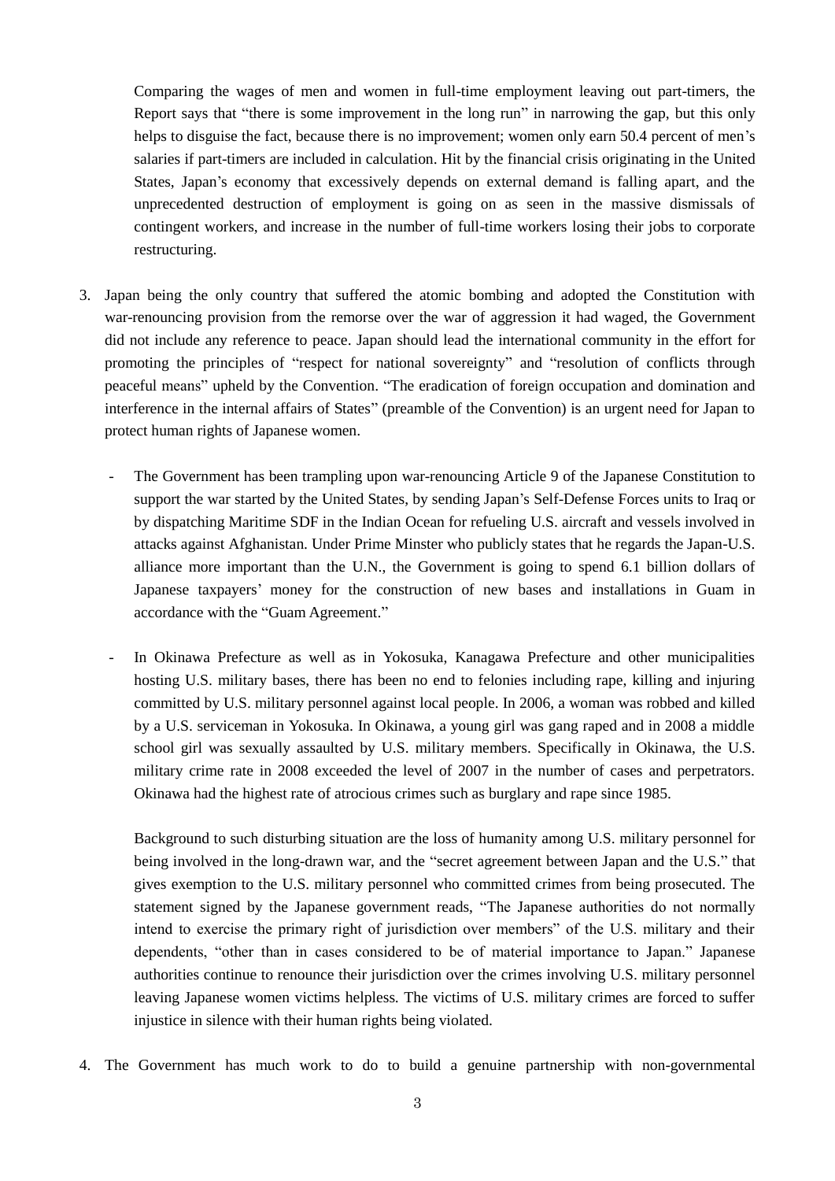Comparing the wages of men and women in full-time employment leaving out part-timers, the Report says that "there is some improvement in the long run" in narrowing the gap, but this only helps to disguise the fact, because there is no improvement; women only earn 50.4 percent of men's salaries if part-timers are included in calculation. Hit by the financial crisis originating in the United States, Japan's economy that excessively depends on external demand is falling apart, and the unprecedented destruction of employment is going on as seen in the massive dismissals of contingent workers, and increase in the number of full-time workers losing their jobs to corporate restructuring.

3. Japan being the only country that suffered the atomic bombing and adopted the Constitution with war-renouncing provision from the remorse over the war of aggression it had waged, the Government did not include any reference to peace. Japan should lead the international community in the effort for promoting the principles of "respect for national sovereignty" and "resolution of conflicts through peaceful means" upheld by the Convention. "The eradication of foreign occupation and domination and interference in the internal affairs of States" (preamble of the Convention) is an urgent need for Japan to protect human rights of Japanese women.

   - The Government has been trampling upon war-renouncing Article 9 of the Japanese Constitution to support the war started by the United States, by sending Japan's Self-Defense Forces units to Iraq or by dispatching Maritime SDF in the Indian Ocean for refueling U.S. aircraft and vessels involved in attacks against Afghanistan. Under Prime Minster who publicly states that he regards the Japan-U.S. alliance more important than the U.N., the Government is going to spend 6.1 billion dollars of Japanese taxpayers' money for the construction of new bases and installations in Guam in accordance with the "Guam Agreement."

   - In Okinawa Prefecture as well as in Yokosuka, Kanagawa Prefecture and other municipalities hosting U.S. military bases, there has been no end to felonies including rape, killing and injuring committed by U.S. military personnel against local people. In 2006, a woman was robbed and killed by a U.S. serviceman in Yokosuka. In Okinawa, a young girl was gang raped and in 2008 a middle school girl was sexually assaulted by U.S. military members. Specifically in Okinawa, the U.S. military crime rate in 2008 exceeded the level of 2007 in the number of cases and perpetrators. Okinawa had the highest rate of atrocious crimes such as burglary and rape since 1985.

     Background to such disturbing situation are the loss of humanity among U.S. military personnel for being involved in the long-drawn war, and the "secret agreement between Japan and the U.S." that gives exemption to the U.S. military personnel who committed crimes from being prosecuted. The statement signed by the Japanese government reads, "The Japanese authorities do not normally intend to exercise the primary right of jurisdiction over members" of the U.S. military and their dependents, "other than in cases considered to be of material importance to Japan." Japanese authorities continue to renounce their jurisdiction over the crimes involving U.S. military personnel leaving Japanese women victims helpless. The victims of U.S. military crimes are forced to suffer injustice in silence with their human rights being violated.

4. The Government has much work to do to build a genuine partnership with non-governmental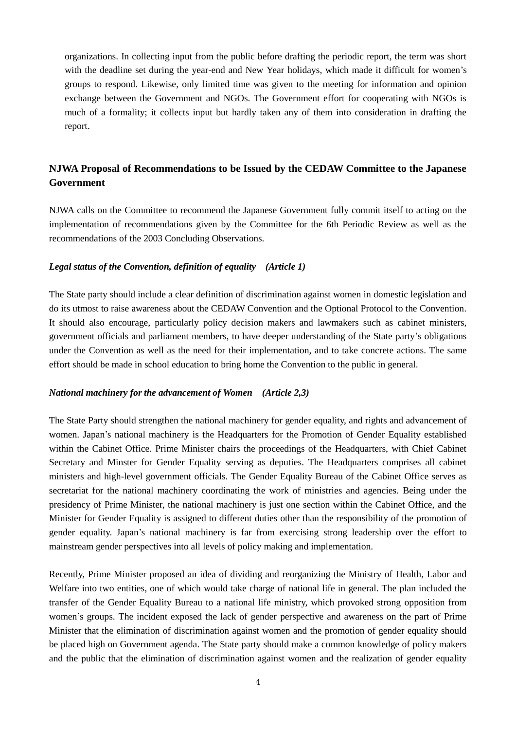organizations. In collecting input from the public before drafting the periodic report, the term was short with the deadline set during the year-end and New Year holidays, which made it difficult for women's groups to respond. Likewise, only limited time was given to the meeting for information and opinion exchange between the Government and NGOs. The Government effort for cooperating with NGOs is much of a formality; it collects input but hardly taken any of them into consideration in drafting the report.

## NJWA Proposal of Recommendations to be Issued by the CEDAW Committee to the Japanese Government

NJWA calls on the Committee to recommend the Japanese Government fully commit itself to acting on the implementation of recommendations given by the Committee for the 6th Periodic Review as well as the recommendations of the 2003 Concluding Observations.

### *Legal status of the Convention, definition of equality (Article 1)*

The State party should include a clear definition of discrimination against women in domestic legislation and do its utmost to raise awareness about the CEDAW Convention and the Optional Protocol to the Convention. It should also encourage, particularly policy decision makers and lawmakers such as cabinet ministers, government officials and parliament members, to have deeper understanding of the State party's obligations under the Convention as well as the need for their implementation, and to take concrete actions. The same effort should be made in school education to bring home the Convention to the public in general.

### *National machinery for the advancement of Women (Article 2,3)*

The State Party should strengthen the national machinery for gender equality, and rights and advancement of women. Japan's national machinery is the Headquarters for the Promotion of Gender Equality established within the Cabinet Office. Prime Minister chairs the proceedings of the Headquarters, with Chief Cabinet Secretary and Minster for Gender Equality serving as deputies. The Headquarters comprises all cabinet ministers and high-level government officials. The Gender Equality Bureau of the Cabinet Office serves as secretariat for the national machinery coordinating the work of ministries and agencies. Being under the presidency of Prime Minister, the national machinery is just one section within the Cabinet Office, and the Minister for Gender Equality is assigned to different duties other than the responsibility of the promotion of gender equality. Japan's national machinery is far from exercising strong leadership over the effort to mainstream gender perspectives into all levels of policy making and implementation.

Recently, Prime Minister proposed an idea of dividing and reorganizing the Ministry of Health, Labor and Welfare into two entities, one of which would take charge of national life in general. The plan included the transfer of the Gender Equality Bureau to a national life ministry, which provoked strong opposition from women's groups. The incident exposed the lack of gender perspective and awareness on the part of Prime Minister that the elimination of discrimination against women and the promotion of gender equality should be placed high on Government agenda. The State party should make a common knowledge of policy makers and the public that the elimination of discrimination against women and the realization of gender equality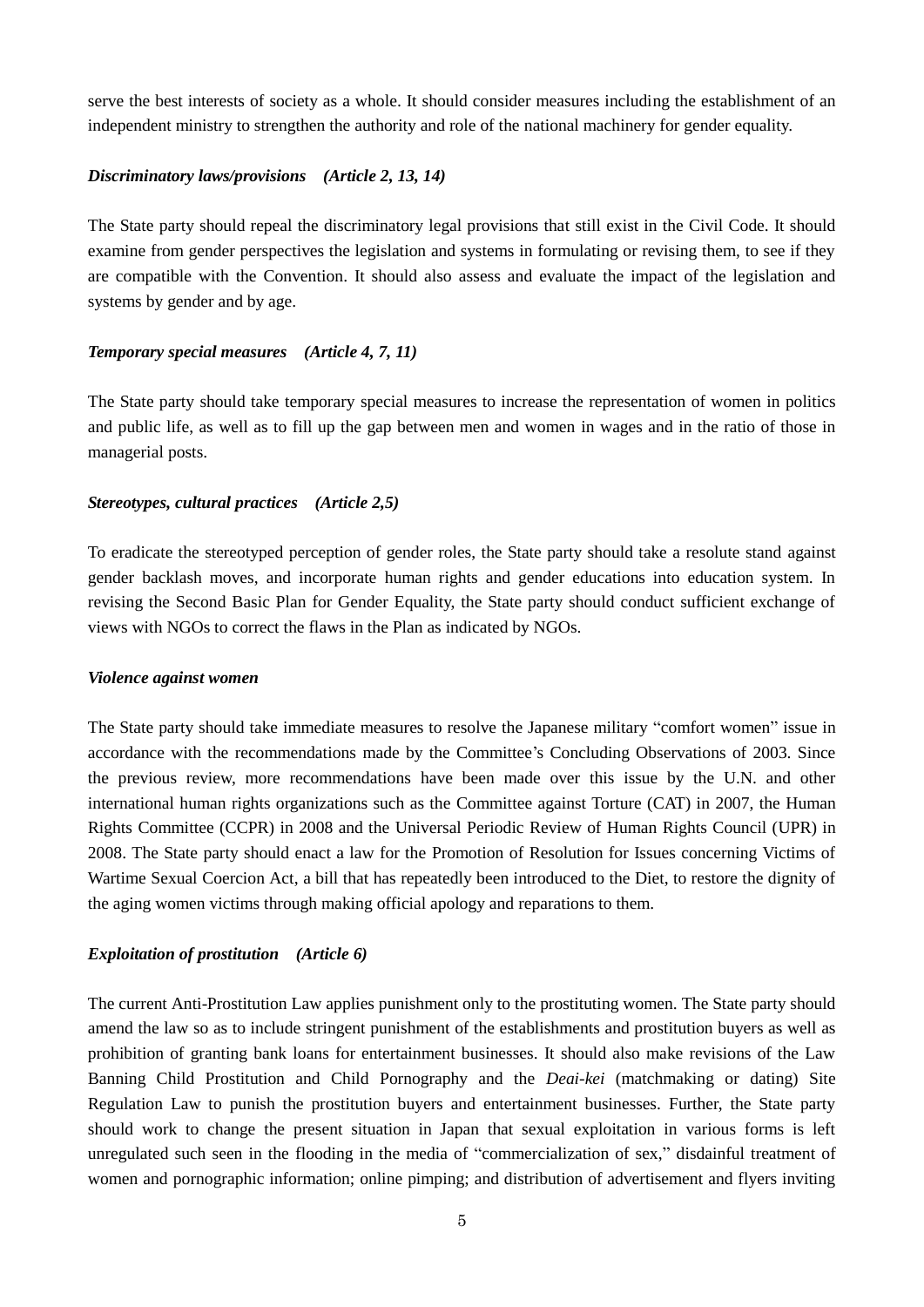serve the best interests of society as a whole. It should consider measures including the establishment of an independent ministry to strengthen the authority and role of the national machinery for gender equality.

### *Discriminatory laws/provisions (Article 2, 13, 14)*

The State party should repeal the discriminatory legal provisions that still exist in the Civil Code. It should examine from gender perspectives the legislation and systems in formulating or revising them, to see if they are compatible with the Convention. It should also assess and evaluate the impact of the legislation and systems by gender and by age.

### *Temporary special measures (Article 4, 7, 11)*

The State party should take temporary special measures to increase the representation of women in politics and public life, as well as to fill up the gap between men and women in wages and in the ratio of those in managerial posts.

### *Stereotypes, cultural practices (Article 2,5)*

To eradicate the stereotyped perception of gender roles, the State party should take a resolute stand against gender backlash moves, and incorporate human rights and gender educations into education system. In revising the Second Basic Plan for Gender Equality, the State party should conduct sufficient exchange of views with NGOs to correct the flaws in the Plan as indicated by NGOs.

### *Violence against women*

The State party should take immediate measures to resolve the Japanese military "comfort women" issue in accordance with the recommendations made by the Committee's Concluding Observations of 2003. Since the previous review, more recommendations have been made over this issue by the U.N. and other international human rights organizations such as the Committee against Torture (CAT) in 2007, the Human Rights Committee (CCPR) in 2008 and the Universal Periodic Review of Human Rights Council (UPR) in 2008. The State party should enact a law for the Promotion of Resolution for Issues concerning Victims of Wartime Sexual Coercion Act, a bill that has repeatedly been introduced to the Diet, to restore the dignity of the aging women victims through making official apology and reparations to them.

### *Exploitation of prostitution (Article 6)*

The current Anti-Prostitution Law applies punishment only to the prostituting women. The State party should amend the law so as to include stringent punishment of the establishments and prostitution buyers as well as prohibition of granting bank loans for entertainment businesses. It should also make revisions of the Law Banning Child Prostitution and Child Pornography and the *Deai-kei* (matchmaking or dating) Site Regulation Law to punish the prostitution buyers and entertainment businesses. Further, the State party should work to change the present situation in Japan that sexual exploitation in various forms is left unregulated such seen in the flooding in the media of "commercialization of sex," disdainful treatment of women and pornographic information; online pimping; and distribution of advertisement and flyers inviting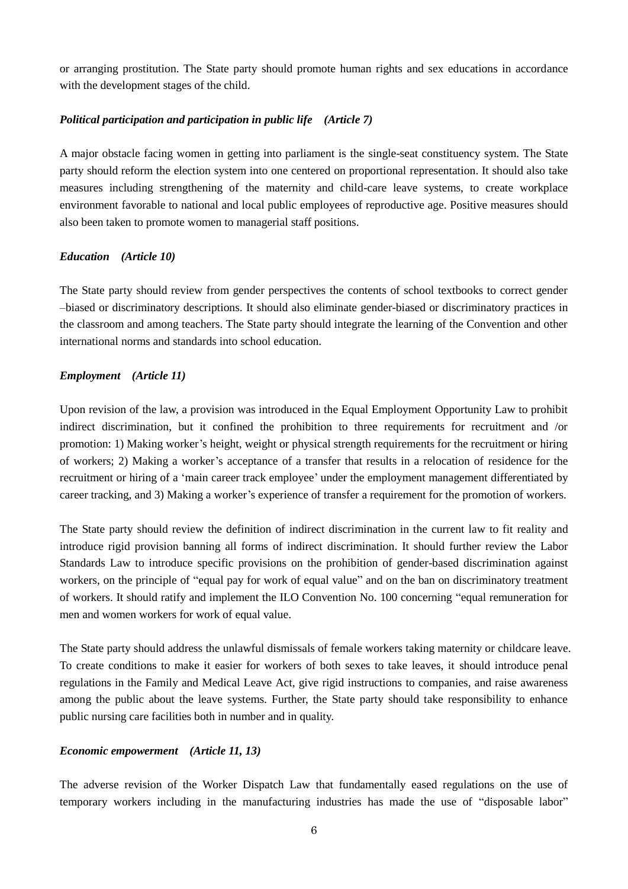or arranging prostitution. The State party should promote human rights and sex educations in accordance with the development stages of the child.

***Political participation and participation in public life (Article 7)***

A major obstacle facing women in getting into parliament is the single-seat constituency system. The State party should reform the election system into one centered on proportional representation. It should also take measures including strengthening of the maternity and child-care leave systems, to create workplace environment favorable to national and local public employees of reproductive age. Positive measures should also been taken to promote women to managerial staff positions.

***Education (Article 10)***

The State party should review from gender perspectives the contents of school textbooks to correct gender –biased or discriminatory descriptions. It should also eliminate gender-biased or discriminatory practices in the classroom and among teachers. The State party should integrate the learning of the Convention and other international norms and standards into school education.

***Employment (Article 11)***

Upon revision of the law, a provision was introduced in the Equal Employment Opportunity Law to prohibit indirect discrimination, but it confined the prohibition to three requirements for recruitment and /or promotion: 1) Making worker's height, weight or physical strength requirements for the recruitment or hiring of workers; 2) Making a worker's acceptance of a transfer that results in a relocation of residence for the recruitment or hiring of a 'main career track employee' under the employment management differentiated by career tracking, and 3) Making a worker's experience of transfer a requirement for the promotion of workers.

The State party should review the definition of indirect discrimination in the current law to fit reality and introduce rigid provision banning all forms of indirect discrimination. It should further review the Labor Standards Law to introduce specific provisions on the prohibition of gender-based discrimination against workers, on the principle of "equal pay for work of equal value" and on the ban on discriminatory treatment of workers. It should ratify and implement the ILO Convention No. 100 concerning "equal remuneration for men and women workers for work of equal value.

The State party should address the unlawful dismissals of female workers taking maternity or childcare leave. To create conditions to make it easier for workers of both sexes to take leaves, it should introduce penal regulations in the Family and Medical Leave Act, give rigid instructions to companies, and raise awareness among the public about the leave systems. Further, the State party should take responsibility to enhance public nursing care facilities both in number and in quality.

***Economic empowerment (Article 11, 13)***

The adverse revision of the Worker Dispatch Law that fundamentally eased regulations on the use of temporary workers including in the manufacturing industries has made the use of "disposable labor"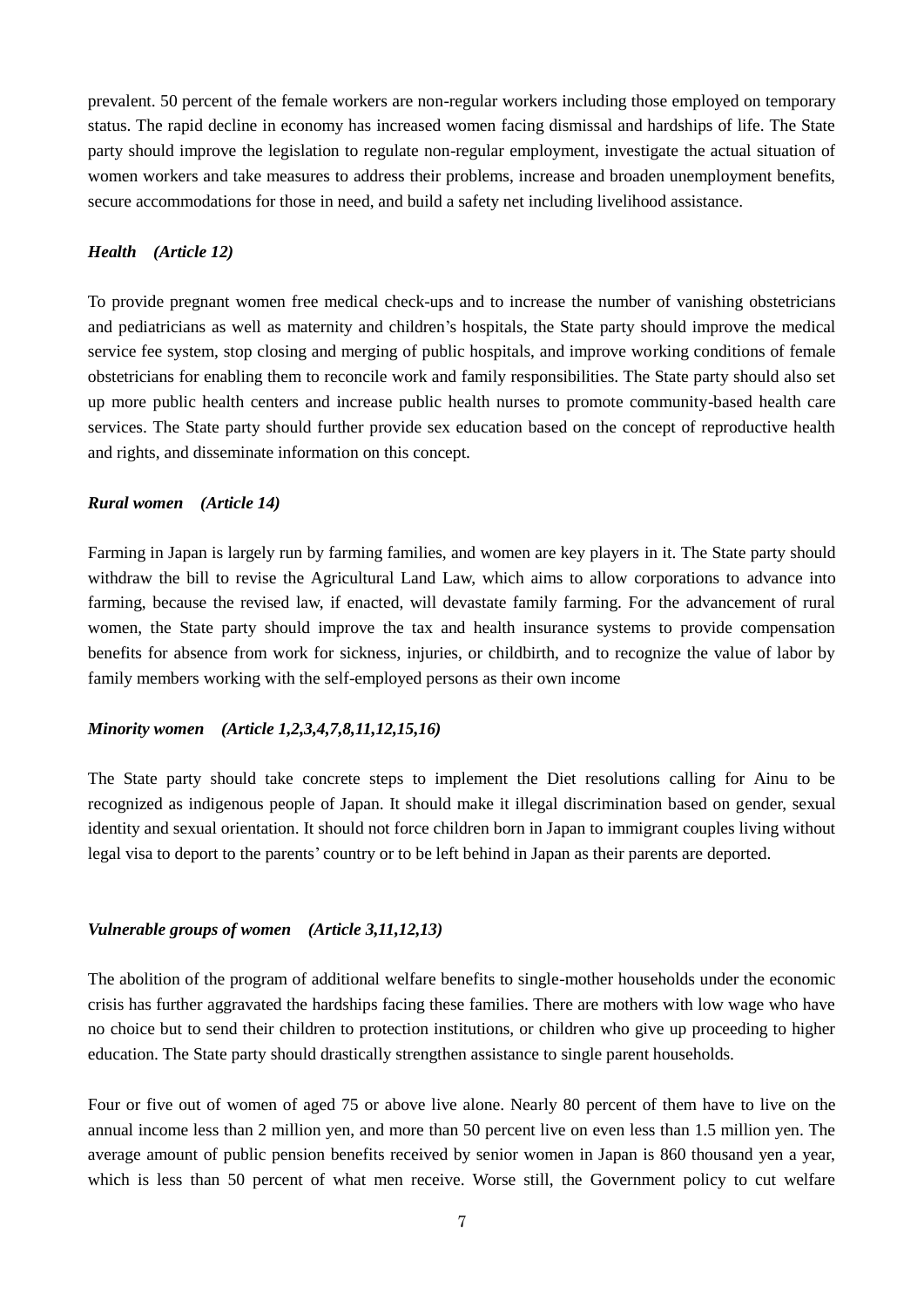prevalent. 50 percent of the female workers are non-regular workers including those employed on temporary status. The rapid decline in economy has increased women facing dismissal and hardships of life. The State party should improve the legislation to regulate non-regular employment, investigate the actual situation of women workers and take measures to address their problems, increase and broaden unemployment benefits, secure accommodations for those in need, and build a safety net including livelihood assistance.

***Health (Article 12)***

To provide pregnant women free medical check-ups and to increase the number of vanishing obstetricians and pediatricians as well as maternity and children's hospitals, the State party should improve the medical service fee system, stop closing and merging of public hospitals, and improve working conditions of female obstetricians for enabling them to reconcile work and family responsibilities. The State party should also set up more public health centers and increase public health nurses to promote community-based health care services. The State party should further provide sex education based on the concept of reproductive health and rights, and disseminate information on this concept.

***Rural women (Article 14)***

Farming in Japan is largely run by farming families, and women are key players in it. The State party should withdraw the bill to revise the Agricultural Land Law, which aims to allow corporations to advance into farming, because the revised law, if enacted, will devastate family farming. For the advancement of rural women, the State party should improve the tax and health insurance systems to provide compensation benefits for absence from work for sickness, injuries, or childbirth, and to recognize the value of labor by family members working with the self-employed persons as their own income

***Minority women (Article 1,2,3,4,7,8,11,12,15,16)***

The State party should take concrete steps to implement the Diet resolutions calling for Ainu to be recognized as indigenous people of Japan. It should make it illegal discrimination based on gender, sexual identity and sexual orientation. It should not force children born in Japan to immigrant couples living without legal visa to deport to the parents' country or to be left behind in Japan as their parents are deported.

***Vulnerable groups of women (Article 3,11,12,13)***

The abolition of the program of additional welfare benefits to single-mother households under the economic crisis has further aggravated the hardships facing these families. There are mothers with low wage who have no choice but to send their children to protection institutions, or children who give up proceeding to higher education. The State party should drastically strengthen assistance to single parent households.

Four or five out of women of aged 75 or above live alone. Nearly 80 percent of them have to live on the annual income less than 2 million yen, and more than 50 percent live on even less than 1.5 million yen. The average amount of public pension benefits received by senior women in Japan is 860 thousand yen a year, which is less than 50 percent of what men receive. Worse still, the Government policy to cut welfare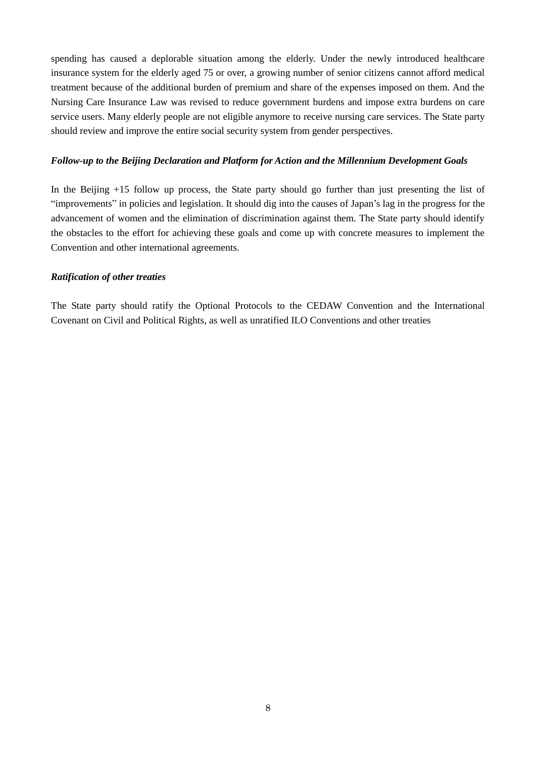spending has caused a deplorable situation among the elderly. Under the newly introduced healthcare insurance system for the elderly aged 75 or over, a growing number of senior citizens cannot afford medical treatment because of the additional burden of premium and share of the expenses imposed on them. And the Nursing Care Insurance Law was revised to reduce government burdens and impose extra burdens on care service users. Many elderly people are not eligible anymore to receive nursing care services. The State party should review and improve the entire social security system from gender perspectives.

***Follow-up to the Beijing Declaration and Platform for Action and the Millennium Development Goals***

In the Beijing +15 follow up process, the State party should go further than just presenting the list of "improvements" in policies and legislation. It should dig into the causes of Japan's lag in the progress for the advancement of women and the elimination of discrimination against them. The State party should identify the obstacles to the effort for achieving these goals and come up with concrete measures to implement the Convention and other international agreements.

***Ratification of other treaties***

The State party should ratify the Optional Protocols to the CEDAW Convention and the International Covenant on Civil and Political Rights, as well as unratified ILO Conventions and other treaties